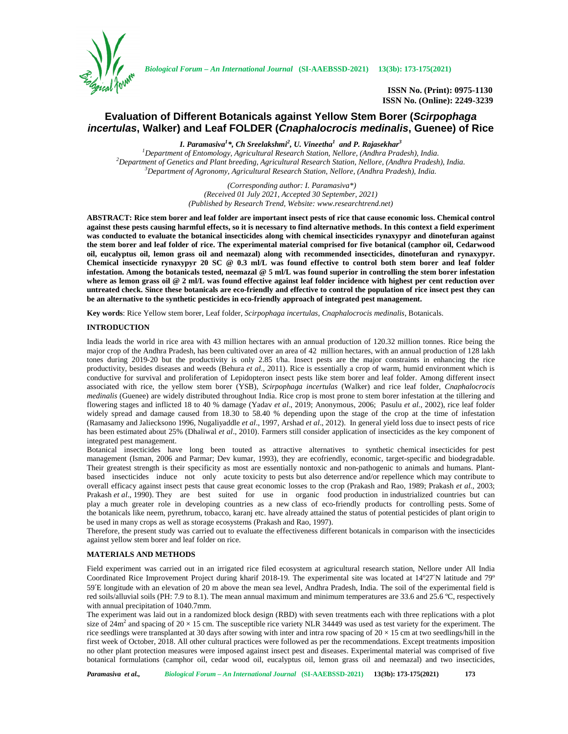ISSN No. (Print): 0975-1130
ISSN No. (Online): 2249-3239

# Evaluation of Different Botanicals against Yellow Stem Borer (*Scirpophaga incertulas*, Walker) and Leaf FOLDER (*Cnaphalocrocis medinalis*, Guenee) of Rice

*I. Paramasiva[1]\*, Ch Sreelakshmi[2], U. Vineetha[1] and P. Rajasekhar[3]*

[1]Department of Entomology, Agricultural Research Station, Nellore, (Andhra Pradesh), India.
[2]Department of Genetics and Plant breeding, Agricultural Research Station, Nellore, (Andhra Pradesh), India.
[3]Department of Agronomy, Agricultural Research Station, Nellore, (Andhra Pradesh), India.

*(Corresponding author: I. Paramasiva\*)*
*(Received 01 July 2021, Accepted 30 September, 2021)*
*(Published by Research Trend, Website: www.researchtrend.net)*

**ABSTRACT: Rice stem borer and leaf folder are important insect pests of rice that cause economic loss. Chemical control against these pests causing harmful effects, so it is necessary to find alternative methods. In this context a field experiment was conducted to evaluate the botanical insecticides along with chemical insecticides rynaxypyr and dinotefuran against the stem borer and leaf folder of rice. The experimental material comprised for five botanical (camphor oil, Cedarwood oil, eucalyptus oil, lemon grass oil and neemazal) along with recommended insecticides, dinotefuran and rynaxypyr. Chemical insecticide rynaxypyr 20 SC @ 0.3 ml/L was found effective to control both stem borer and leaf folder infestation. Among the botanicals tested, neemazal @ 5 ml/L was found superior in controlling the stem borer infestation where as lemon grass oil @ 2 ml/L was found effective against leaf folder incidence with highest per cent reduction over untreated check. Since these botanicals are eco-friendly and effective to control the population of rice insect pest they can be an alternative to the synthetic pesticides in eco-friendly approach of integrated pest management.**

**Key words**: Rice Yellow stem borer, Leaf folder, *Scirpophaga incertulas*, *Cnaphalocrocis medinalis*, Botanicals.

## INTRODUCTION

India leads the world in rice area with 43 million hectares with an annual production of 120.32 million tonnes. Rice being the major crop of the Andhra Pradesh, has been cultivated over an area of 42 million hectares, with an annual production of 128 lakh tones during 2019-20 but the productivity is only 2.85 t/ha. Insect pests are the major constraints in enhancing the rice productivity, besides diseases and weeds (Behura *et al.,* 2011). Rice is essentially a crop of warm, humid environment which is conductive for survival and proliferation of Lepidopteron insect pests like stem borer and leaf folder. Among different insect associated with rice, the yellow stem borer (YSB), *Scirpophaga incertulas* (Walker) and rice leaf folder, *Cnaphalocrocis medinalis* (Guenee) are widely distributed throughout India. Rice crop is most prone to stem borer infestation at the tillering and flowering stages and inflicted 18 to 40 % damage (Yadav *et al*., 2019; Anonymous, 2006; Pasulu *et al.,* 2002), rice leaf folder widely spread and damage caused from 18.30 to 58.40 % depending upon the stage of the crop at the time of infestation (Ramasamy and Jaliecksono 1996, Nugaliyaddle *et al*., 1997, Arshad *et al*., 2012). In general yield loss due to insect pests of rice has been estimated about 25% (Dhaliwal *et al*., 2010). Farmers still consider application of insecticides as the key component of integrated pest management.

Botanical insecticides have long been touted as attractive alternatives to synthetic chemical insecticides for pest management (Isman, 2006 and Parmar; Dev kumar, 1993), they are ecofriendly, economic, target-specific and biodegradable. Their greatest strength is their specificity as most are essentially nontoxic and non-pathogenic to animals and humans. Plant-based insecticides induce not only acute toxicity to pests but also deterrence and/or repellence which may contribute to overall efficacy against insect pests that cause great economic losses to the crop (Prakash and Rao, 1989; Prakash *et al.,* 2003; Prakash *et al*., 1990). They are best suited for use in organic food production in industrialized countries but can play a much greater role in developing countries as a new class of eco-friendly products for controlling pests. Some of the botanicals like neem, pyrethrum, tobacco, karanj etc. have already attained the status of potential pesticides of plant origin to be used in many crops as well as storage ecosystems (Prakash and Rao, 1997).

Therefore, the present study was carried out to evaluate the effectiveness different botanicals in comparison with the insecticides against yellow stem borer and leaf folder on rice.

## MATERIALS AND METHODS

Field experiment was carried out in an irrigated rice filed ecosystem at agricultural research station, Nellore under All India Coordinated Rice Improvement Project during kharif 2018-19. The experimental site was located at 14º27´N latitude and 79º 59´E longitude with an elevation of 20 m above the mean sea level, Andhra Pradesh, India. The soil of the experimental field is red soils/alluvial soils (PH: 7.9 to 8.1). The mean annual maximum and minimum temperatures are 33.6 and 25.6 ºC, respectively with annual precipitation of 1040.7mm.

The experiment was laid out in a randomized block design (RBD) with seven treatments each with three replications with a plot size of $24m^2$ and spacing of $20 \times 15$ cm. The susceptible rice variety NLR 34449 was used as test variety for the experiment. The rice seedlings were transplanted at 30 days after sowing with inter and intra row spacing of $20 \times 15$ cm at two seedlings/hill in the first week of October, 2018. All other cultural practices were followed as per the recommendations. Except treatments imposition no other plant protection measures were imposed against insect pest and diseases. Experimental material was comprised of five botanical formulations (camphor oil, cedar wood oil, eucalyptus oil, lemon grass oil and neemazal) and two insecticides,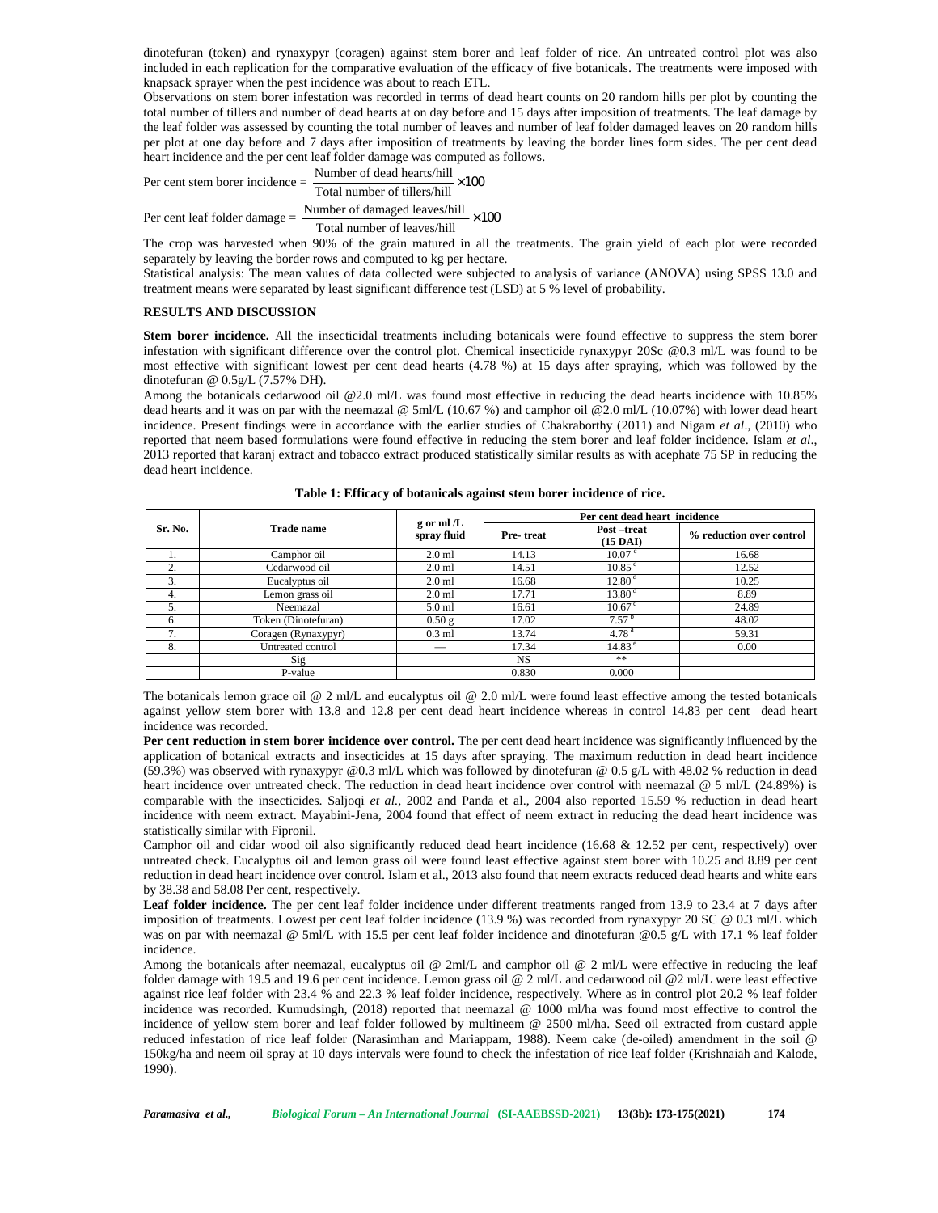dinotefuran (token) and rynaxypyr (coragen) against stem borer and leaf folder of rice. An untreated control plot was also included in each replication for the comparative evaluation of the efficacy of five botanicals. The treatments were imposed with knapsack sprayer when the pest incidence was about to reach ETL.

Observations on stem borer infestation was recorded in terms of dead heart counts on 20 random hills per plot by counting the total number of tillers and number of dead hearts at on day before and 15 days after imposition of treatments. The leaf damage by the leaf folder was assessed by counting the total number of leaves and number of leaf folder damaged leaves on 20 random hills per plot at one day before and 7 days after imposition of treatments by leaving the border lines form sides. The per cent dead heart incidence and the per cent leaf folder damage was computed as follows.

$$\text{Per cent stem borer incidence} = \frac{\text{Number of dead hearts/hill}}{\text{Total number of tillers/hill}} \times 100$$

$$\text{Per cent leaf folder damage} = \frac{\text{Number of damaged leaves/hill}}{\text{Total number of leaves/hill}} \times 100$$

The crop was harvested when 90% of the grain matured in all the treatments. The grain yield of each plot were recorded separately by leaving the border rows and computed to kg per hectare.

Statistical analysis: The mean values of data collected were subjected to analysis of variance (ANOVA) using SPSS 13.0 and treatment means were separated by least significant difference test (LSD) at 5 % level of probability.

## RESULTS AND DISCUSSION

**Stem borer incidence.** All the insecticidal treatments including botanicals were found effective to suppress the stem borer infestation with significant difference over the control plot. Chemical insecticide rynaxypyr 20Sc @0.3 ml/L was found to be most effective with significant lowest per cent dead hearts (4.78 %) at 15 days after spraying, which was followed by the dinotefuran @ 0.5g/L (7.57% DH).

Among the botanicals cedarwood oil @2.0 ml/L was found most effective in reducing the dead hearts incidence with 10.85% dead hearts and it was on par with the neemazal @ 5ml/L (10.67 %) and camphor oil @2.0 ml/L (10.07%) with lower dead heart incidence. Present findings were in accordance with the earlier studies of Chakraborthy (2011) and Nigam *et al*., (2010) who reported that neem based formulations were found effective in reducing the stem borer and leaf folder incidence. Islam *et al*., 2013 reported that karanj extract and tobacco extract produced statistically similar results as with acephate 75 SP in reducing the dead heart incidence.

**Table 1: Efficacy of botanicals against stem borer incidence of rice.**

| Sr. No. | Trade name | g or ml /L spray fluid | Per cent dead heart incidence | | |
|---|---|---|---|---|---|
| | | | Pre- treat | Post –treat (15 DAI) | % reduction over control |
| 1. | Camphor oil | 2.0 ml | 14.13 | 10.07 [c] | 16.68 |
| 2. | Cedarwood oil | 2.0 ml | 14.51 | 10.85 [c] | 12.52 |
| 3. | Eucalyptus oil | 2.0 ml | 16.68 | 12.80 [d] | 10.25 |
| 4. | Lemon grass oil | 2.0 ml | 17.71 | 13.80 [d] | 8.89 |
| 5. | Neemazal | 5.0 ml | 16.61 | 10.67 [c] | 24.89 |
| 6. | Token (Dinotefuran) | 0.50 g | 17.02 | 7.57 [b] | 48.02 |
| 7. | Coragen (Rynaxypyr) | 0.3 ml | 13.74 | 4.78 [a] | 59.31 |
| 8. | Untreated control | — | 17.34 | 14.83 [e] | 0.00 |
| | Sig | | NS | ** | |
| | P-value | | 0.830 | 0.000 | |

The botanicals lemon grace oil @ 2 ml/L and eucalyptus oil @ 2.0 ml/L were found least effective among the tested botanicals against yellow stem borer with 13.8 and 12.8 per cent dead heart incidence whereas in control 14.83 per cent dead heart incidence was recorded.

**Per cent reduction in stem borer incidence over control.** The per cent dead heart incidence was significantly influenced by the application of botanical extracts and insecticides at 15 days after spraying. The maximum reduction in dead heart incidence (59.3%) was observed with rynaxypyr @0.3 ml/L which was followed by dinotefuran @ 0.5 g/L with 48.02 % reduction in dead heart incidence over untreated check. The reduction in dead heart incidence over control with neemazal @ 5 ml/L (24.89%) is comparable with the insecticides. Saljoqi *et al.,* 2002 and Panda et al., 2004 also reported 15.59 % reduction in dead heart incidence with neem extract. Mayabini-Jena, 2004 found that effect of neem extract in reducing the dead heart incidence was statistically similar with Fipronil.

Camphor oil and cidar wood oil also significantly reduced dead heart incidence (16.68 & 12.52 per cent, respectively) over untreated check. Eucalyptus oil and lemon grass oil were found least effective against stem borer with 10.25 and 8.89 per cent reduction in dead heart incidence over control. Islam et al., 2013 also found that neem extracts reduced dead hearts and white ears by 38.38 and 58.08 Per cent, respectively.

**Leaf folder incidence.** The per cent leaf folder incidence under different treatments ranged from 13.9 to 23.4 at 7 days after imposition of treatments. Lowest per cent leaf folder incidence (13.9 %) was recorded from rynaxypyr 20 SC @ 0.3 ml/L which was on par with neemazal @ 5ml/L with 15.5 per cent leaf folder incidence and dinotefuran @0.5 g/L with 17.1 % leaf folder incidence.

Among the botanicals after neemazal, eucalyptus oil @ 2ml/L and camphor oil @ 2 ml/L were effective in reducing the leaf folder damage with 19.5 and 19.6 per cent incidence. Lemon grass oil @ 2 ml/L and cedarwood oil @2 ml/L were least effective against rice leaf folder with 23.4 % and 22.3 % leaf folder incidence, respectively. Where as in control plot 20.2 % leaf folder incidence was recorded. Kumudsingh, (2018) reported that neemazal @ 1000 ml/ha was found most effective to control the incidence of yellow stem borer and leaf folder followed by multineem @ 2500 ml/ha. Seed oil extracted from custard apple reduced infestation of rice leaf folder (Narasimhan and Mariappam, 1988). Neem cake (de-oiled) amendment in the soil @ 150kg/ha and neem oil spray at 10 days intervals were found to check the infestation of rice leaf folder (Krishnaiah and Kalode, 1990).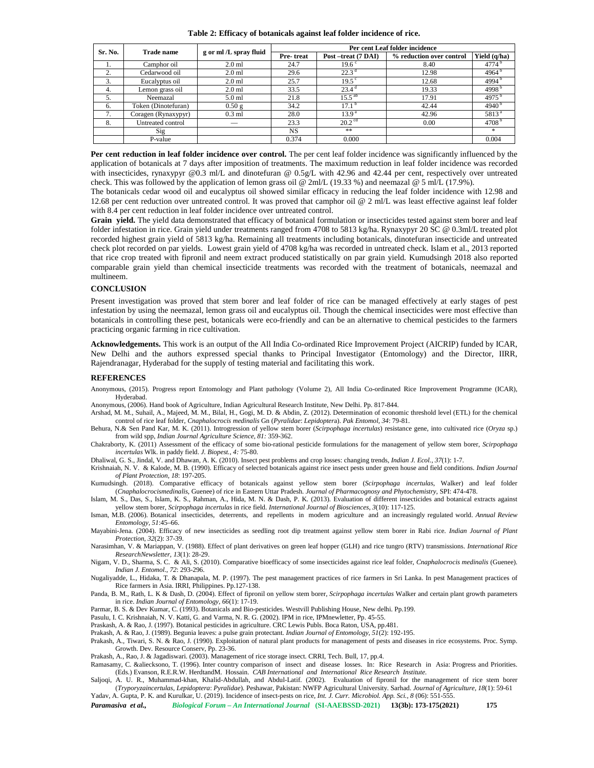**Table 2: Efficacy of botanicals against leaf folder incidence of rice.**

| Sr. No. | Trade name | g or ml /L spray fluid | Per cent Leaf folder incidence | | | |
|---|---|---|---|---|---|---|
| | | | Pre- treat | Post –treat (7 DAI) | % reduction over control | Yield (q/ha) |
| 1. | Camphor oil | 2.0 ml | 24.7 | 19.6 [c] | 8.40 | 4774 [b] |
| 2. | Cedarwood oil | 2.0 ml | 29.6 | 22.3 [d] | 12.98 | 4964 [b] |
| 3. | Eucalyptus oil | 2.0 ml | 25.7 | 19.5 [c] | 12.68 | 4994 [b] |
| 4. | Lemon grass oil | 2.0 ml | 33.5 | 23.4 [d] | 19.33 | 4998 [b] |
| 5. | Neemazal | 5.0 ml | 21.8 | 15.5 [ab] | 17.91 | 4975 [b] |
| 6. | Token (Dinotefuran) | 0.50 g | 34.2 | 17.1 [b] | 42.44 | 4940 [b] |
| 7. | Coragen (Rynaxypyr) | 0.3 ml | 28.0 | 13.9 [a] | 42.96 | 5813 [a] |
| 8. | Untreated control | — | 23.3 | 20.2 [cd] | 0.00 | 4708 [b] |
| | Sig | | NS | ** | | * |
| | P-value | | 0.374 | 0.000 | | 0.004 |

**Per cent reduction in leaf folder incidence over control.** The per cent leaf folder incidence was significantly influenced by the application of botanicals at 7 days after imposition of treatments. The maximum reduction in leaf folder incidence was recorded with insecticides, rynaxypyr @0.3 ml/L and dinotefuran @ 0.5g/L with 42.96 and 42.44 per cent, respectively over untreated check. This was followed by the application of lemon grass oil @ 2ml/L (19.33 %) and neemazal @ 5 ml/L (17.9%).

The botanicals cedar wood oil and eucalyptus oil showed similar efficacy in reducing the leaf folder incidence with 12.98 and 12.68 per cent reduction over untreated control. It was proved that camphor oil @ 2 ml/L was least effective against leaf folder with 8.4 per cent reduction in leaf folder incidence over untreated control.

**Grain yield.** The yield data demonstrated that efficacy of botanical formulation or insecticides tested against stem borer and leaf folder infestation in rice. Grain yield under treatments ranged from 4708 to 5813 kg/ha. Rynaxypyr 20 SC @ 0.3ml/L treated plot recorded highest grain yield of 5813 kg/ha. Remaining all treatments including botanicals, dinotefuran insecticide and untreated check plot recorded on par yields. Lowest grain yield of 4708 kg/ha was recorded in untreated check. Islam et al., 2013 reported that rice crop treated with fipronil and neem extract produced statistically on par grain yield. Kumudsingh 2018 also reported comparable grain yield than chemical insecticide treatments was recorded with the treatment of botanicals, neemazal and multineem.

## CONCLUSION

Present investigation was proved that stem borer and leaf folder of rice can be managed effectively at early stages of pest infestation by using the neemazal, lemon grass oil and eucalyptus oil. Though the chemical insecticides were most effective than botanicals in controlling these pest, botanicals were eco-friendly and can be an alternative to chemical pesticides to the farmers practicing organic farming in rice cultivation.

**Acknowledgements.** This work is an output of the All India Co-ordinated Rice Improvement Project (AICRIP) funded by ICAR, New Delhi and the authors expressed special thanks to Principal Investigator (Entomology) and the Director, IIRR, Rajendranagar, Hyderabad for the supply of testing material and facilitating this work.

## REFERENCES

Anonymous, (2015). Progress report Entomology and Plant pathology (Volume 2), All India Co-ordinated Rice Improvement Programme (ICAR), Hyderabad.

Anonymous, (2006). Hand book of Agriculture, Indian Agricultural Research Institute, New Delhi. Pp. 817-844.

Arshad, M. M., Suhail, A., Majeed, M. M., Bilal, H., Gogi, M. D. & Abdin, Z. (2012). Determination of economic threshold level (ETL) for the chemical control of rice leaf folder, *Cnaphalocrocis medinalis* Gn (*Pyralidae*: *Lepidoptera*). *Pak Entomol, 34*: 79-81.

Behura, N.& Sen Pand Kar, M. K. (2011). Introgression of yellow stem borer (*Scirpophaga incertulas*) resistance gene, into cultivated rice (*Oryza* sp.) from wild spp, *Indian Journal Agriculture Science, 81:* 359-362.

Chakraborty, K. (2011) Assessment of the efficacy of some bio-rational pesticide formulations for the management of yellow stem borer, *Scirpophaga incertulas* Wlk. in paddy field. *J. Biopest., 4:* 75-80.

Dhaliwal, G. S., Jindal, V. and Dhawan, A. K. (2010). Insect pest problems and crop losses: changing trends, *Indian J. Ecol., 37*(1): 1-7.

Krishnaiah, N. V. & Kalode, M. B. (1990). Efficacy of selected botanicals against rice insect pests under green house and field conditions. *Indian Journal of Plant Protection, 18*: 197-205.

Kumudsingh. (2018). Comparative efficacy of botanicals against yellow stem borer (*Scirpophaga incertulas*, Walker) and leaf folder (*Cnaphalocrocismedinalis*, Guenee) of rice in Eastern Uttar Pradesh. *Journal of Pharmacognosy and Phytochemistry*, SPI: 474-478.

Islam, M. S., Das, S., Islam, K. S., Rahman, A., Hida, M. N. & Dash, P. K. (2013). Evaluation of different insecticides and botanical extracts against yellow stem borer, *Scirpophaga incertulas* in rice field. *International Journal of Biosciences, 3*(10): 117-125.

Isman, M.B. (2006). Botanical insecticides, deterrents, and repellents in modern agriculture and an increasingly regulated world. *Annual Review Entomology, 51*:45–66.

Mayabini-Jena. (2004). Efficacy of new insecticides as seedling root dip treatment against yellow stem borer in Rabi rice. *Indian Journal of Plant Protection, 32*(2): 37-39.

Narasimhan, V. & Mariappan, V. (1988). Effect of plant derivatives on green leaf hopper (GLH) and rice tungro (RTV) transmissions. *International Rice ResearchNewsletter, 13*(1): 28-29.

Nigam, V. D., Sharma, S. C. & Ali, S. (2010). Comparative bioefficacy of some insecticides against rice leaf folder, *Cnaphalocrocis medinalis* (Guenee). *Indian J. Entomol., 72*: 293-296.

Nugaliyadde, L., Hidaka, T. & Dhanapala, M. P. (1997). The pest management practices of rice farmers in Sri Lanka. In pest Management practices of Rice farmers in Asia. IRRI, Philippines. Pp.127-138.

Panda, B. M., Rath, L. K & Dash, D. (2004). Effect of fipronil on yellow stem borer, *Scirpophaga incertulas* Walker and certain plant growth parameters in rice. *Indian Journal of Entomology, 66*(1): 17-19.

Parmar, B. S. & Dev Kumar, C. (1993). Botanicals and Bio-pesticides. Westvill Publishing House, New delhi. Pp.199.

Pasulu, I. C. Krishnaiah, N. V. Katti, G. and Varma, N. R. G. (2002). IPM in rice, IPMnewletter, Pp. 45-55.

Praskash, A. & Rao, J. (1997). Botanical pesticides in agriculture. CRC Lewis Publs. Boca Raton, USA, pp.481.

Prakash, A. & Rao, J. (1989). Begunia leaves: a pulse grain protectant. *Indian Journal of Entomology, 51*(2): 192-195.

Prakash, A., Tiwari, S. N. & Rao, J. (1990). Exploitation of natural plant products for management of pests and diseases in rice ecosystems. Proc. Symp. Growth. Dev. Resource Conserv, Pp. 23-36.

Prakash, A., Rao, J. & Jagadiswari. (2003). Management of rice storage insect. CRRI, Tech. Bull, 17, pp.4.

Ramasamy, C. &aliecksono, T. (1996). Inter country comparison of insect and disease losses. In: Rice Research in Asia: Progress and Priorities. (Eds.) Evanson, R.E.R.W. HerdtandM. Hossain. *CAB International and International Rice Research Institute.*

Saljoqi, A. U. R., Muhammad-khan, Khalid-Abdullah, and Abdul-Latif. (2002). Evaluation of fipronil for the management of rice stem borer (*Tryporyzaincertulas, Lepidoptera*: *Pyralidae*). Peshawar, Pakistan: NWFP Agricultural University. Sarhad. *Journal of Agriculture, 18*(1): 59-61

Yadav, A. Gupta, P. K. and Kurulkar, U. (2019). Incidence of insect-pests on rice, *Int. J. Curr. Microbiol. App. Sci., 8* (06): 551-555.